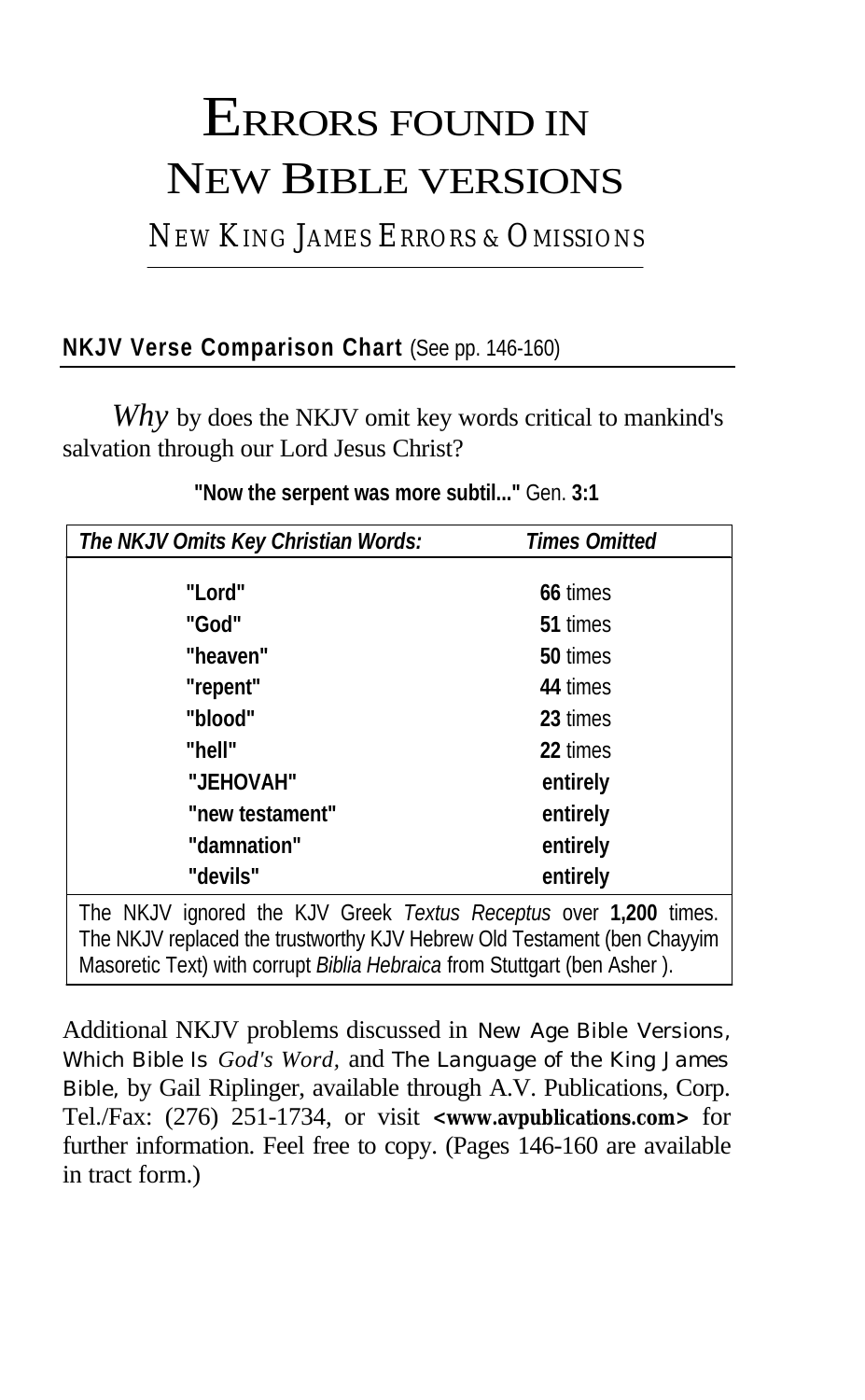# ERRORS FOUND IN NEW BIBLE VERSIONS

## NEW KING JAMES ERRORS & OMISSIONS

**NKJV Verse Comparison Chart** (See pp. 146-160)

*Why* by does the NKJV omit key words critical to mankind's salvation through our Lord Jesus Christ?

**"Now the serpent was more subtil..."** Gen. **3:1**

| *The NKJV Omits Key Christian Words:* | *Times Omitted* |
|---|---|
| **"Lord"** | **66** times |
| **"God"** | **51** times |
| **"heaven"** | **50** times |
| **"repent"** | **44** times |
| **"blood"** | **23** times |
| **"hell"** | **22** times |
| **"JEHOVAH"** | **entirely** |
| **"new testament"** | **entirely** |
| **"damnation"** | **entirely** |
| **"devils"** | **entirely** |

The NKJV ignored the KJV Greek *Textus Receptus* over **1,200** times. The NKJV replaced the trustworthy KJV Hebrew Old Testament (ben Chayyim Masoretic Text) with corrupt *Biblia Hebraica* from Stuttgart (ben Asher ).

Additional NKJV problems discussed in New Age Bible Versions, Which Bible Is *God's Word*, and The Language of the King James Bible, by Gail Riplinger, available through A.V. Publications, Corp. Tel./Fax: (276) 251-1734, or visit **<www.avpublications.com>** for further information. Feel free to copy. (Pages 146-160 are available in tract form.)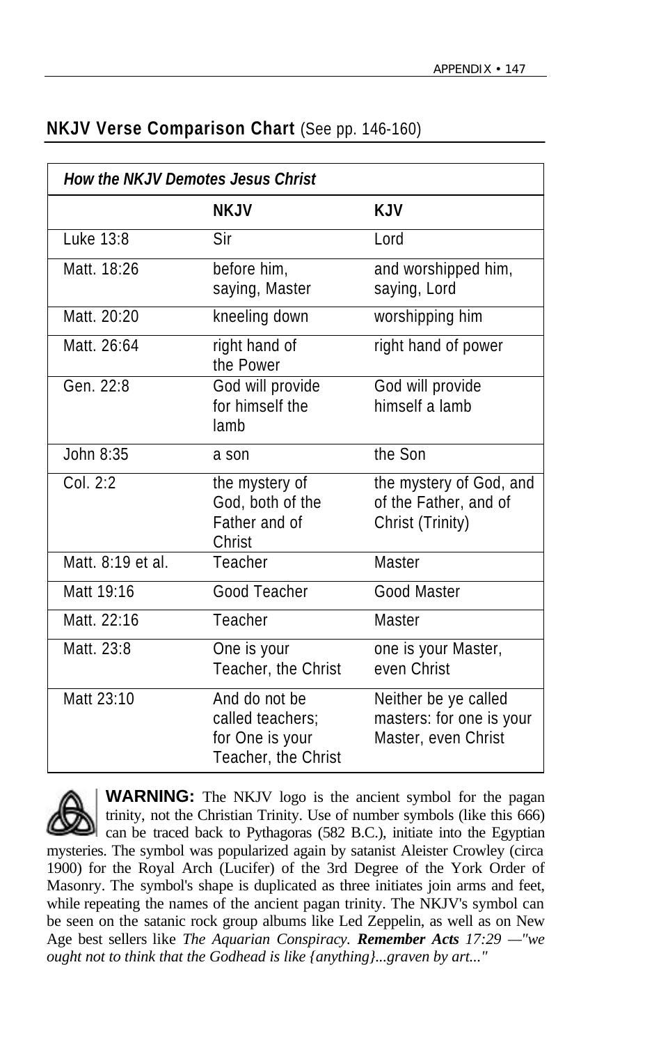## **NKJV Verse Comparison Chart** (See pp. 146-160)

| *How the NKJV Demotes Jesus Christ* | | |
|---|---|---|
| | **NKJV** | **KJV** |
| Luke 13:8 | Sir | Lord |
| Matt. 18:26 | before him, saying, Master | and worshipped him, saying, Lord |
| Matt. 20:20 | kneeling down | worshipping him |
| Matt. 26:64 | right hand of the Power | right hand of power |
| Gen. 22:8 | God will provide for himself the lamb | God will provide himself a lamb |
| John 8:35 | a son | the Son |
| Col. 2:2 | the mystery of God, both of the Father and of Christ | the mystery of God, and of the Father, and of Christ (Trinity) |
| Matt. 8:19 et al. | Teacher | Master |
| Matt 19:16 | Good Teacher | Good Master |
| Matt. 22:16 | Teacher | Master |
| Matt. 23:8 | One is your Teacher, the Christ | one is your Master, even Christ |
| Matt 23:10 | And do not be called teachers; for One is your Teacher, the Christ | Neither be ye called masters: for one is your Master, even Christ |

**WARNING:** The NKJV logo is the ancient symbol for the pagan trinity, not the Christian Trinity. Use of number symbols (like this 666) can be traced back to Pythagoras (582 B.C.), initiate into the Egyptian mysteries. The symbol was popularized again by satanist Aleister Crowley (circa 1900) for the Royal Arch (Lucifer) of the 3rd Degree of the York Order of Masonry. The symbol's shape is duplicated as three initiates join arms and feet, while repeating the names of the ancient pagan trinity. The NKJV's symbol can be seen on the satanic rock group albums like Led Zeppelin, as well as on New Age best sellers like *The Aquarian Conspiracy.* ***Remember Acts*** *17:29 —"we ought not to think that the Godhead is like {anything}...graven by art..."*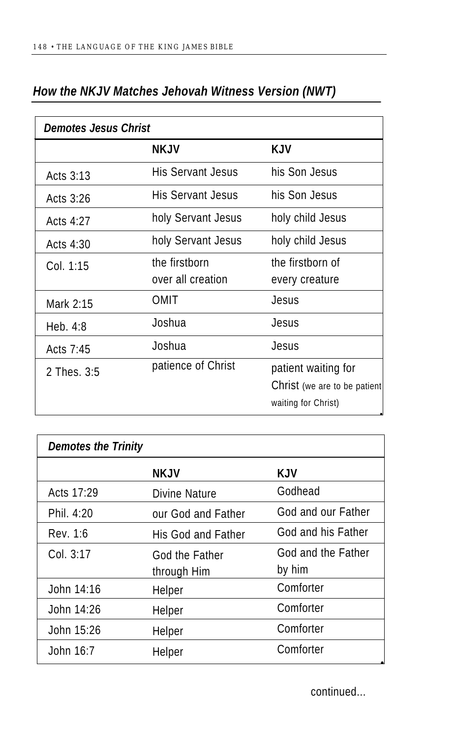## *How the NKJV Matches Jehovah Witness Version (NWT)*

| ***Demotes Jesus Christ*** | | |
|---|---|---|
| | **NKJV** | **KJV** |
| Acts 3:13 | His Servant Jesus | his Son Jesus |
| Acts 3:26 | His Servant Jesus | his Son Jesus |
| Acts 4:27 | holy Servant Jesus | holy child Jesus |
| Acts 4:30 | holy Servant Jesus | holy child Jesus |
| Col. 1:15 | the firstborn over all creation | the firstborn of every creature |
| Mark 2:15 | OMIT | Jesus |
| Heb. 4:8 | Joshua | Jesus |
| Acts 7:45 | Joshua | Jesus |
| 2 Thes. 3:5 | patience of Christ | patient waiting for Christ (we are to be patient waiting for Christ) |

| ***Demotes the Trinity*** | | |
|---|---|---|
| | **NKJV** | **KJV** |
| Acts 17:29 | Divine Nature | Godhead |
| Phil. 4:20 | our God and Father | God and our Father |
| Rev. 1:6 | His God and Father | God and his Father |
| Col. 3:17 | God the Father through Him | God and the Father by him |
| John 14:16 | Helper | Comforter |
| John 14:26 | Helper | Comforter |
| John 15:26 | Helper | Comforter |
| John 16:7 | Helper | Comforter |

continued...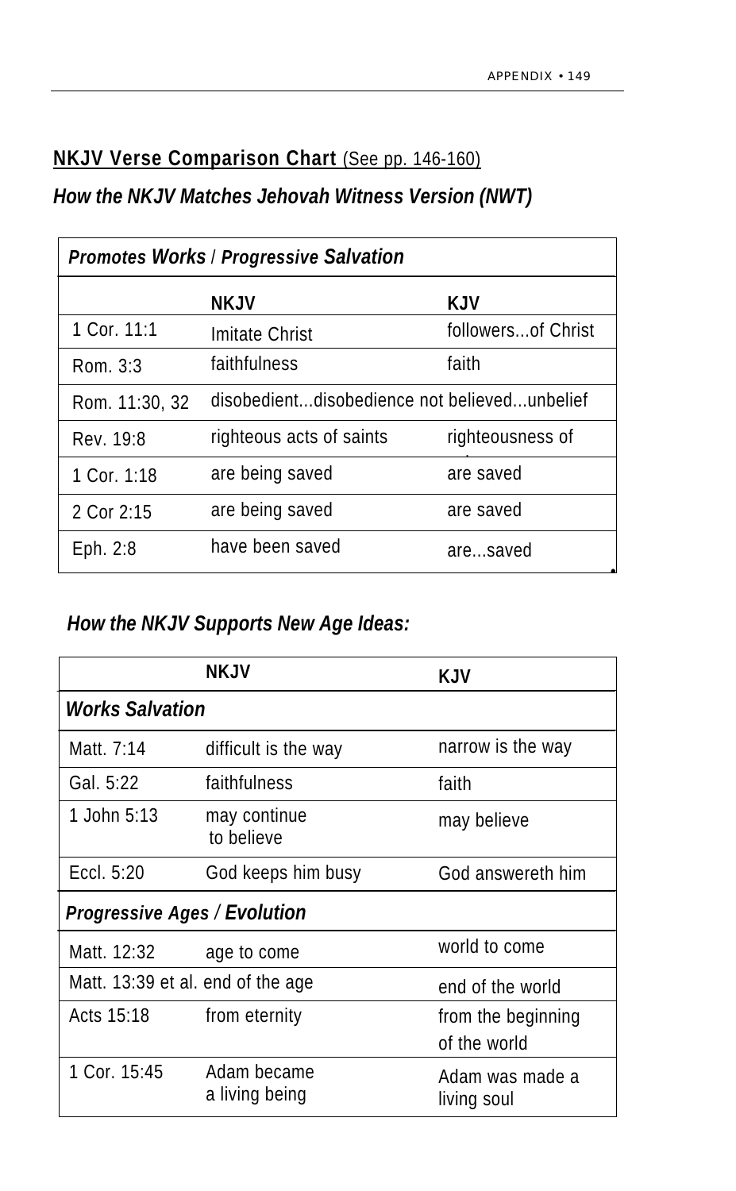**NKJV Verse Comparison Chart** (See pp. 146-160)

***How the NKJV Matches Jehovah Witness Version (NWT)***

| *Promotes Works / Progressive Salvation* | | |
|---|---|---|
| | **NKJV** | **KJV** |
| 1 Cor. 11:1 | Imitate Christ | followers...of Christ |
| Rom. 3:3 | faithfulness | faith |
| Rom. 11:30, 32 | disobedient...disobedience | not believed...unbelief |
| Rev. 19:8 | righteous acts of saints | righteousness of saints |
| 1 Cor. 1:18 | are being saved | are saved |
| 2 Cor 2:15 | are being saved | are saved |
| Eph. 2:8 | have been saved | are...saved |

***How the NKJV Supports New Age Ideas:***

| | **NKJV** | **KJV** |
|---|---|---|
| ***Works Salvation*** | | |
| Matt. 7:14 | difficult is the way | narrow is the way |
| Gal. 5:22 | faithfulness | faith |
| 1 John 5:13 | may continue to believe | may believe |
| Eccl. 5:20 | God keeps him busy | God answereth him |
| ***Progressive Ages / Evolution*** | | |
| Matt. 12:32 | age to come | world to come |
| Matt. 13:39 et al. | end of the age | end of the world |
| Acts 15:18 | from eternity | from the beginning of the world |
| 1 Cor. 15:45 | Adam became a living being | Adam was made a living soul |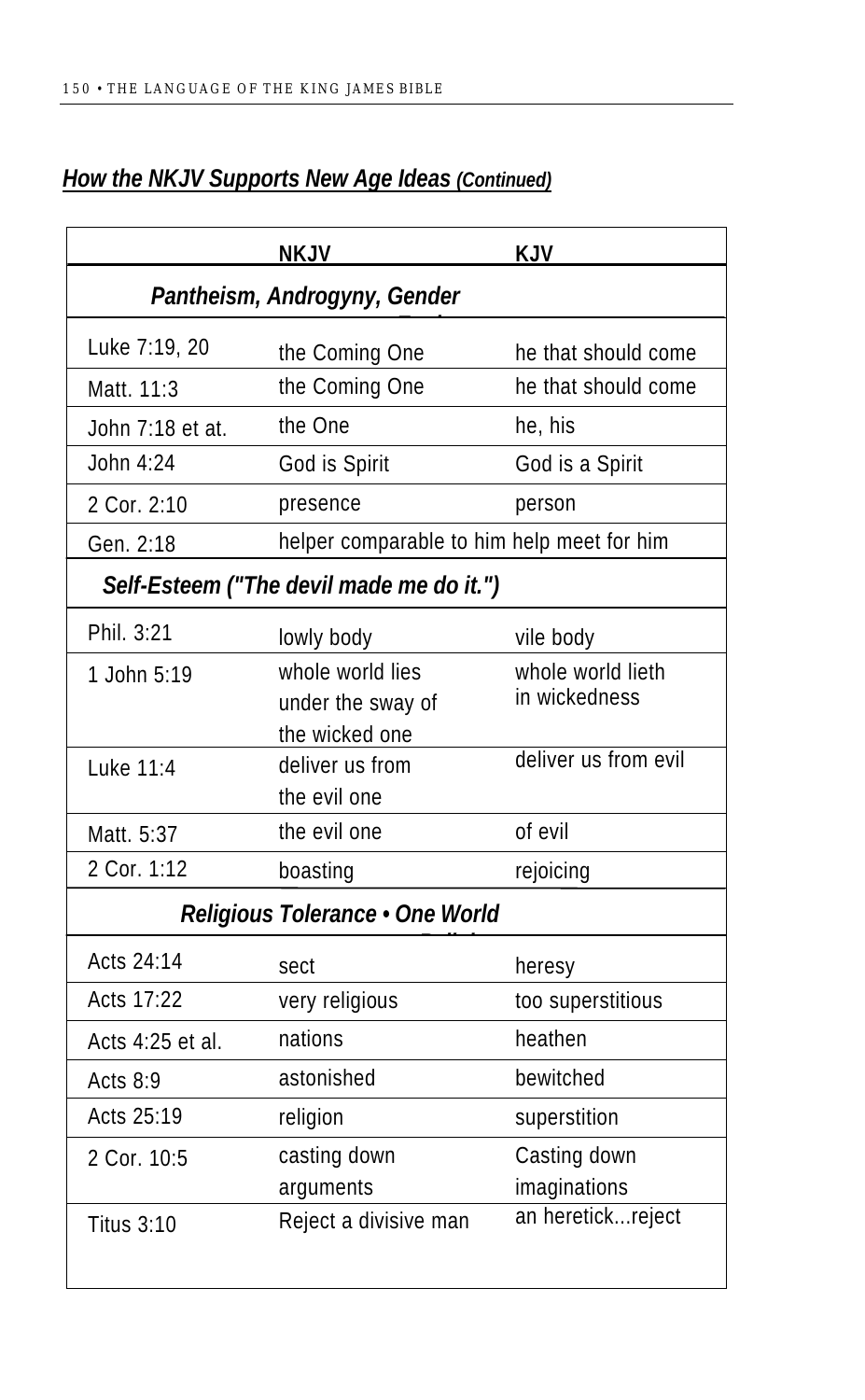## *How the NKJV Supports New Age Ideas (Continued)*

| | NKJV | KJV |
|---|---|---|
| ***Pantheism, Androgyny, Gender*** | | |
| Luke 7:19, 20 | the Coming One | he that should come |
| Matt. 11:3 | the Coming One | he that should come |
| John 7:18 et at. | the One | he, his |
| John 4:24 | God is Spirit | God is a Spirit |
| 2 Cor. 2:10 | presence | person |
| Gen. 2:18 | helper comparable to him | help meet for him |
| ***Self-Esteem ("The devil made me do it.")*** | | |
| Phil. 3:21 | lowly body | vile body |
| 1 John 5:19 | whole world lies under the sway of the wicked one | whole world lieth in wickedness |
| Luke 11:4 | deliver us from the evil one | deliver us from evil |
| Matt. 5:37 | the evil one | of evil |
| 2 Cor. 1:12 | boasting | rejoicing |
| ***Religious Tolerance • One World*** | | |
| Acts 24:14 | sect | heresy |
| Acts 17:22 | very religious | too superstitious |
| Acts 4:25 et al. | nations | heathen |
| Acts 8:9 | astonished | bewitched |
| Acts 25:19 | religion | superstition |
| 2 Cor. 10:5 | casting down arguments | Casting down imaginations |
| Titus 3:10 | Reject a divisive man | an heretick...reject |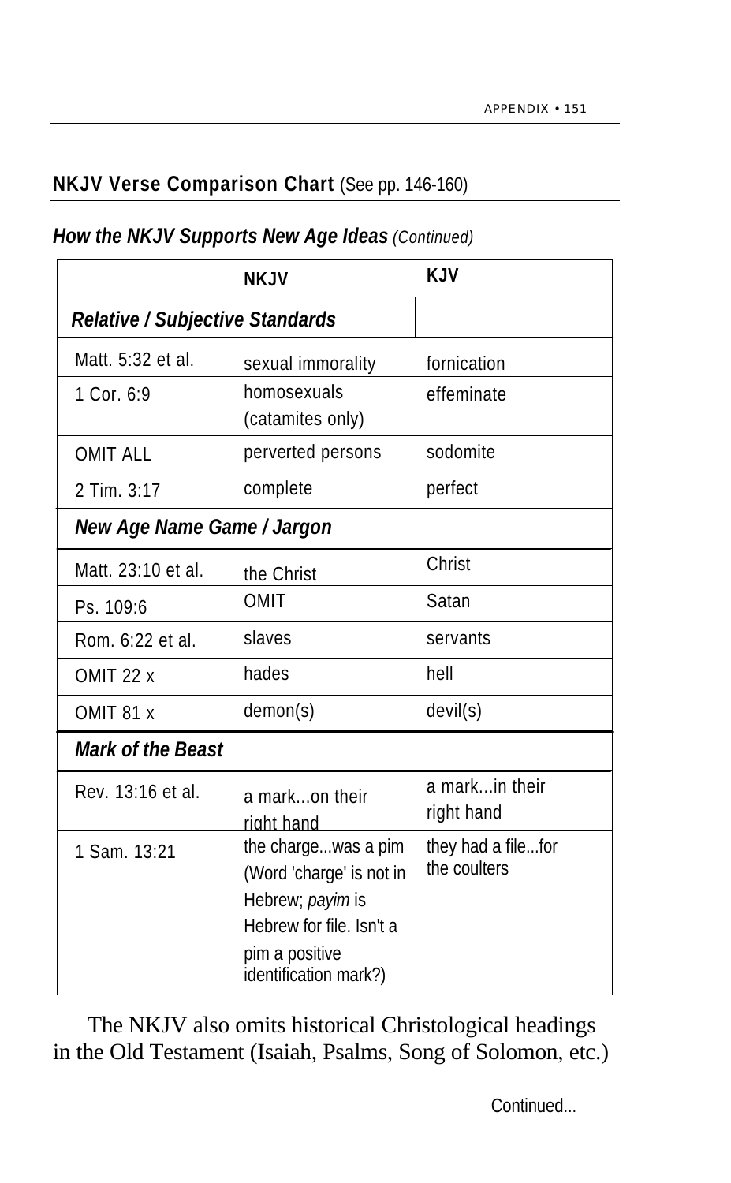## NKJV Verse Comparison Chart (See pp. 146-160)

### *How the NKJV Supports New Age Ideas (Continued)*

| | NKJV | KJV |
|---|---|---|
| ***Relative / Subjective Standards*** | | |
| Matt. 5:32 et al. | sexual immorality | fornication |
| 1 Cor. 6:9 | homosexuals (catamites only) | effeminate |
| OMIT ALL | perverted persons | sodomite |
| 2 Tim. 3:17 | complete | perfect |
| ***New Age Name Game / Jargon*** | | |
| Matt. 23:10 et al. | the Christ | Christ |
| Ps. 109:6 | OMIT | Satan |
| Rom. 6:22 et al. | slaves | servants |
| OMIT 22 x | hades | hell |
| OMIT 81 x | demon(s) | devil(s) |
| ***Mark of the Beast*** | | |
| Rev. 13:16 et al. | a mark...on their right hand | a mark...in their right hand |
| 1 Sam. 13:21 | the charge...was a pim (Word 'charge' is not in Hebrew; *payim* is Hebrew for file. Isn't a pim a positive identification mark?) | they had a file...for the coulters |

The NKJV also omits historical Christological headings in the Old Testament (Isaiah, Psalms, Song of Solomon, etc.)

Continued...